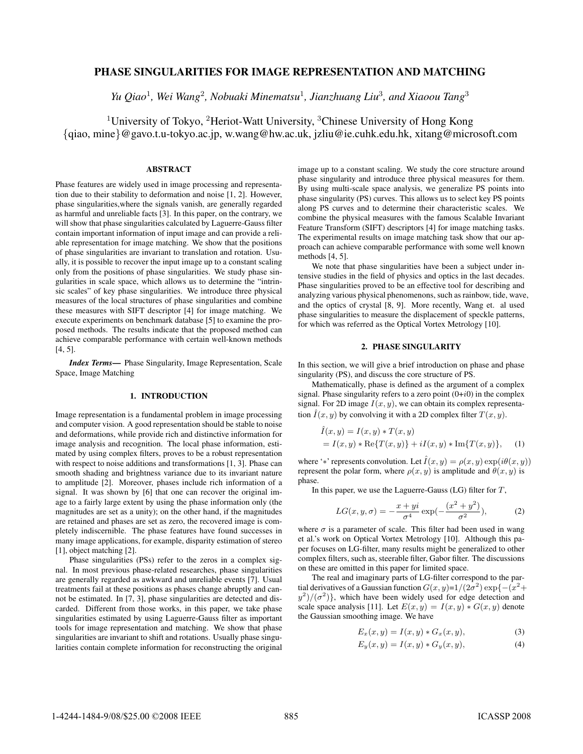# PHASE SINGULARITIES FOR IMAGE REPRESENTATION AND MATCHING

*Yu Qiao[1], Wei Wang[2], Nobuaki Minematsu[1], Jianzhuang Liu[3], and Xiaoou Tang[3]*

[1]University of Tokyo, [2]Heriot-Watt University, [3]Chinese University of Hong Kong
{qiao, mine}@gavo.t.u-tokyo.ac.jp, w.wang@hw.ac.uk, jzliu@ie.cuhk.edu.hk, xitang@microsoft.com

## ABSTRACT

Phase features are widely used in image processing and representation due to their stability to deformation and noise [1, 2]. However, phase singularities,where the signals vanish, are generally regarded as harmful and unreliable facts [3]. In this paper, on the contrary, we will show that phase singularities calculated by Laguerre-Gauss filter contain important information of input image and can provide a reliable representation for image matching. We show that the positions of phase singularities are invariant to translation and rotation. Usually, it is possible to recover the input image up to a constant scaling only from the positions of phase singularities. We study phase singularities in scale space, which allows us to determine the "intrinsic scales" of key phase singularities. We introduce three physical measures of the local structures of phase singularities and combine these measures with SIFT descriptor [4] for image matching. We execute experiments on benchmark database [5] to examine the proposed methods. The results indicate that the proposed method can achieve comparable performance with certain well-known methods [4, 5].

***Index Terms***— Phase Singularity, Image Representation, Scale Space, Image Matching

## 1. INTRODUCTION

Image representation is a fundamental problem in image processing and computer vision. A good representation should be stable to noise and deformations, while provide rich and distinctive information for image analysis and recognition. The local phase information, estimated by using complex filters, proves to be a robust representation with respect to noise additions and transformations [1, 3]. Phase can smooth shading and brightness variance due to its invariant nature to amplitude [2]. Moreover, phases include rich information of a signal. It was shown by [6] that one can recover the original image to a fairly large extent by using the phase information only (the magnitudes are set as a unity); on the other hand, if the magnitudes are retained and phases are set as zero, the recovered image is completely indiscernible. The phase features have found successes in many image applications, for example, disparity estimation of stereo [1], object matching [2].

Phase singularities (PSs) refer to the zeros in a complex signal. In most previous phase-related researches, phase singularities are generally regarded as awkward and unreliable events [7]. Usual treatments fail at these positions as phases change abruptly and cannot be estimated. In [7, 3], phase singularities are detected and discarded. Different from those works, in this paper, we take phase singularities estimated by using Laguerre-Gauss filter as important tools for image representation and matching. We show that phase singularities are invariant to shift and rotations. Usually phase singularities contain complete information for reconstructing the original image up to a constant scaling. We study the core structure around phase singularity and introduce three physical measures for them. By using multi-scale space analysis, we generalize PS points into phase singularity (PS) curves. This allows us to select key PS points along PS curves and to determine their characteristic scales. We combine the physical measures with the famous Scalable Invariant Feature Transform (SIFT) descriptors [4] for image matching tasks. The experimental results on image matching task show that our approach can achieve comparable performance with some well known methods [4, 5].

We note that phase singularities have been a subject under intensive studies in the field of physics and optics in the last decades. Phase singularities proved to be an effective tool for describing and analyzing various physical phenomenons, such as rainbow, tide, wave, and the optics of crystal [8, 9]. More recently, Wang et. al used phase singularities to measure the displacement of speckle patterns, for which was referred as the Optical Vortex Metrology [10].

## 2. PHASE SINGULARITY

In this section, we will give a brief introduction on phase and phase singularity (PS), and discuss the core structure of PS.

Mathematically, phase is defined as the argument of a complex signal. Phase singularity refers to a zero point ($0+i0$) in the complex signal. For 2D image $I(x, y)$, we can obtain its complex representation $\hat{I}(x, y)$ by convolving it with a 2D complex filter $T(x, y)$.

$$
\begin{aligned}
\hat{I}(x, y) &= I(x, y) * T(x, y) \\
&= I(x, y) * \mathrm{Re}\{T(x, y)\} + iI(x, y) * \mathrm{Im}\{T(x, y)\}, \qquad (1)
\end{aligned}
$$

where '$*$' represents convolution. Let $\hat{I}(x, y) = \rho(x, y) \exp(i\theta(x, y))$ represent the polar form, where $\rho(x, y)$ is amplitude and $\theta(x, y)$ is phase.

In this paper, we use the Laguerre-Gauss (LG) filter for $T$,

$$
LG(x, y, \sigma) = -\frac{x + yi}{\sigma^4} \exp(-\frac{(x^2 + y^2)}{\sigma^2}), \qquad (2)
$$

where $\sigma$ is a parameter of scale. This filter had been used in wang et al.'s work on Optical Vortex Metrology [10]. Although this paper focuses on LG-filter, many results might be generalized to other complex filters, such as, steerable filter, Gabor filter. The discussions on these are omitted in this paper for limited space.

The real and imaginary parts of LG-filter correspond to the partial derivatives of a Gaussian function $G(x, y)$=$1/(2\sigma^2) \exp\{-(x^2 + y^2)/(\sigma^2)\}$, which have been widely used for edge detection and scale space analysis [11]. Let $E(x, y) = I(x, y) * G(x, y)$ denote the Gaussian smoothing image. We have

$$
E_x(x, y) = I(x, y) * G_x(x, y), \qquad (3)
$$

$$
E_y(x, y) = I(x, y) * G_y(x, y), \qquad (4)
$$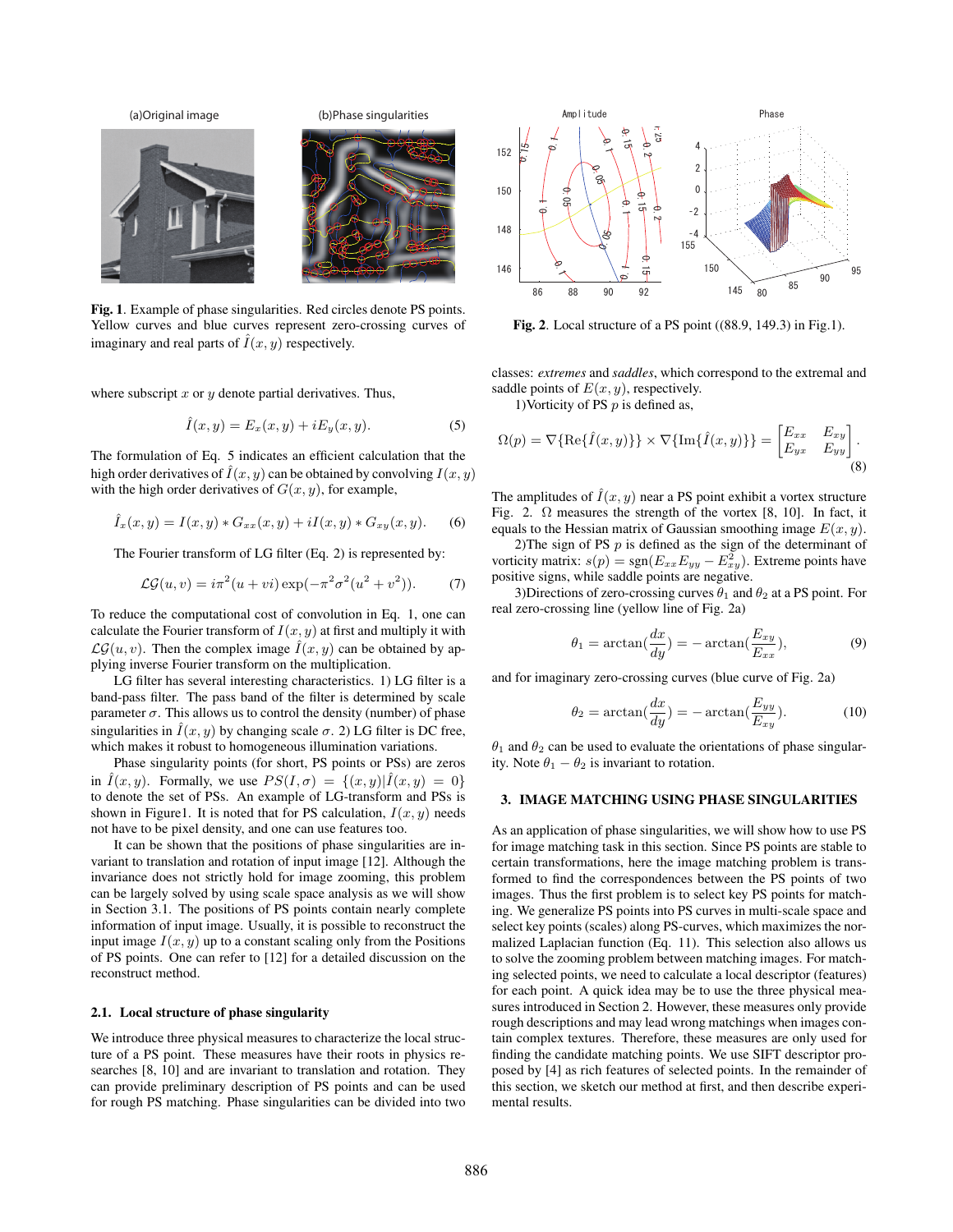Fig. 1. Example of phase singularities. Red circles denote PS points. Yellow curves and blue curves represent zero-crossing curves of imaginary and real parts of $\hat{I}(x, y)$ respectively.

Fig. 2. Local structure of a PS point ((88.9, 149.3) in Fig.1).

where subscript $x$ or $y$ denote partial derivatives. Thus,

$$\hat{I}(x, y) = E_x(x, y) + iE_y(x, y). \tag{5}$$

The formulation of Eq. 5 indicates an efficient calculation that the high order derivatives of $\hat{I}(x, y)$ can be obtained by convolving $I(x, y)$ with the high order derivatives of $G(x, y)$, for example,

$$\hat{I}_x(x, y) = I(x, y) * G_{xx}(x, y) + iI(x, y) * G_{xy}(x, y). \tag{6}$$

The Fourier transform of LG filter (Eq. 2) is represented by:

$$\mathcal{LG}(u, v) = i\pi^2(u + vi)\exp(-\pi^2\sigma^2(u^2 + v^2)). \tag{7}$$

To reduce the computational cost of convolution in Eq. 1, one can calculate the Fourier transform of $I(x, y)$ at first and multiply it with $\mathcal{LG}(u, v)$. Then the complex image $\hat{I}(x, y)$ can be obtained by applying inverse Fourier transform on the multiplication.

LG filter has several interesting characteristics. 1) LG filter is a band-pass filter. The pass band of the filter is determined by scale parameter $\sigma$. This allows us to control the density (number) of phase singularities in $\hat{I}(x, y)$ by changing scale $\sigma$. 2) LG filter is DC free, which makes it robust to homogeneous illumination variations.

Phase singularity points (for short, PS points or PSs) are zeros in $\hat{I}(x, y)$. Formally, we use $PS(I, \sigma) = \{(x, y)|\hat{I}(x, y) = 0\}$ to denote the set of PSs. An example of LG-transform and PSs is shown in Figure1. It is noted that for PS calculation, $I(x, y)$ needs not have to be pixel density, and one can use features too.

It can be shown that the positions of phase singularities are invariant to translation and rotation of input image [12]. Although the invariance does not strictly hold for image zooming, this problem can be largely solved by using scale space analysis as we will show in Section 3.1. The positions of PS points contain nearly complete information of input image. Usually, it is possible to reconstruct the input image $I(x, y)$ up to a constant scaling only from the Positions of PS points. One can refer to [12] for a detailed discussion on the reconstruct method.

### 2.1. Local structure of phase singularity

We introduce three physical measures to characterize the local structure of a PS point. These measures have their roots in physics researches [8, 10] and are invariant to translation and rotation. They can provide preliminary description of PS points and can be used for rough PS matching. Phase singularities can be divided into two classes: *extremes* and *saddles*, which correspond to the extremal and saddle points of $E(x, y)$, respectively.

1)Vorticity of PS $p$ is defined as,

$$\Omega(p) = \nabla\{\mathrm{Re}\{\hat{I}(x, y)\}\} \times \nabla\{\mathrm{Im}\{\hat{I}(x, y)\}\} = \begin{bmatrix} E_{xx} & E_{xy} \\ E_{yx} & E_{yy} \end{bmatrix}. \tag{8}$$

The amplitudes of $\hat{I}(x, y)$ near a PS point exhibit a vortex structure Fig. 2. $\Omega$ measures the strength of the vortex [8, 10]. In fact, it equals to the Hessian matrix of Gaussian smoothing image $E(x, y)$.

2)The sign of PS $p$ is defined as the sign of the determinant of vorticity matrix: $s(p) = \mathrm{sgn}(E_{xx}E_{yy} - E_{xy}^2)$. Extreme points have positive signs, while saddle points are negative.

3)Directions of zero-crossing curves $\theta_1$ and $\theta_2$ at a PS point. For real zero-crossing line (yellow line of Fig. 2a)

$$\theta_1 = \arctan(\frac{dx}{dy}) = -\arctan(\frac{E_{xy}}{E_{xx}}), \tag{9}$$

and for imaginary zero-crossing curves (blue curve of Fig. 2a)

$$\theta_2 = \arctan(\frac{dx}{dy}) = -\arctan(\frac{E_{yy}}{E_{xy}}). \tag{10}$$

$\theta_1$ and $\theta_2$ can be used to evaluate the orientations of phase singularity. Note $\theta_1 - \theta_2$ is invariant to rotation.

## 3. IMAGE MATCHING USING PHASE SINGULARITIES

As an application of phase singularities, we will show how to use PS for image matching task in this section. Since PS points are stable to certain transformations, here the image matching problem is transformed to find the correspondences between the PS points of two images. Thus the first problem is to select key PS points for matching. We generalize PS points into PS curves in multi-scale space and select key points (scales) along PS-curves, which maximizes the normalized Laplacian function (Eq. 11). This selection also allows us to solve the zooming problem between matching images. For matching selected points, we need to calculate a local descriptor (features) for each point. A quick idea may be to use the three physical measures introduced in Section 2. However, these measures only provide rough descriptions and may lead wrong matchings when images contain complex textures. Therefore, these measures are only used for finding the candidate matching points. We use SIFT descriptor proposed by [4] as rich features of selected points. In the remainder of this section, we sketch our method at first, and then describe experimental results.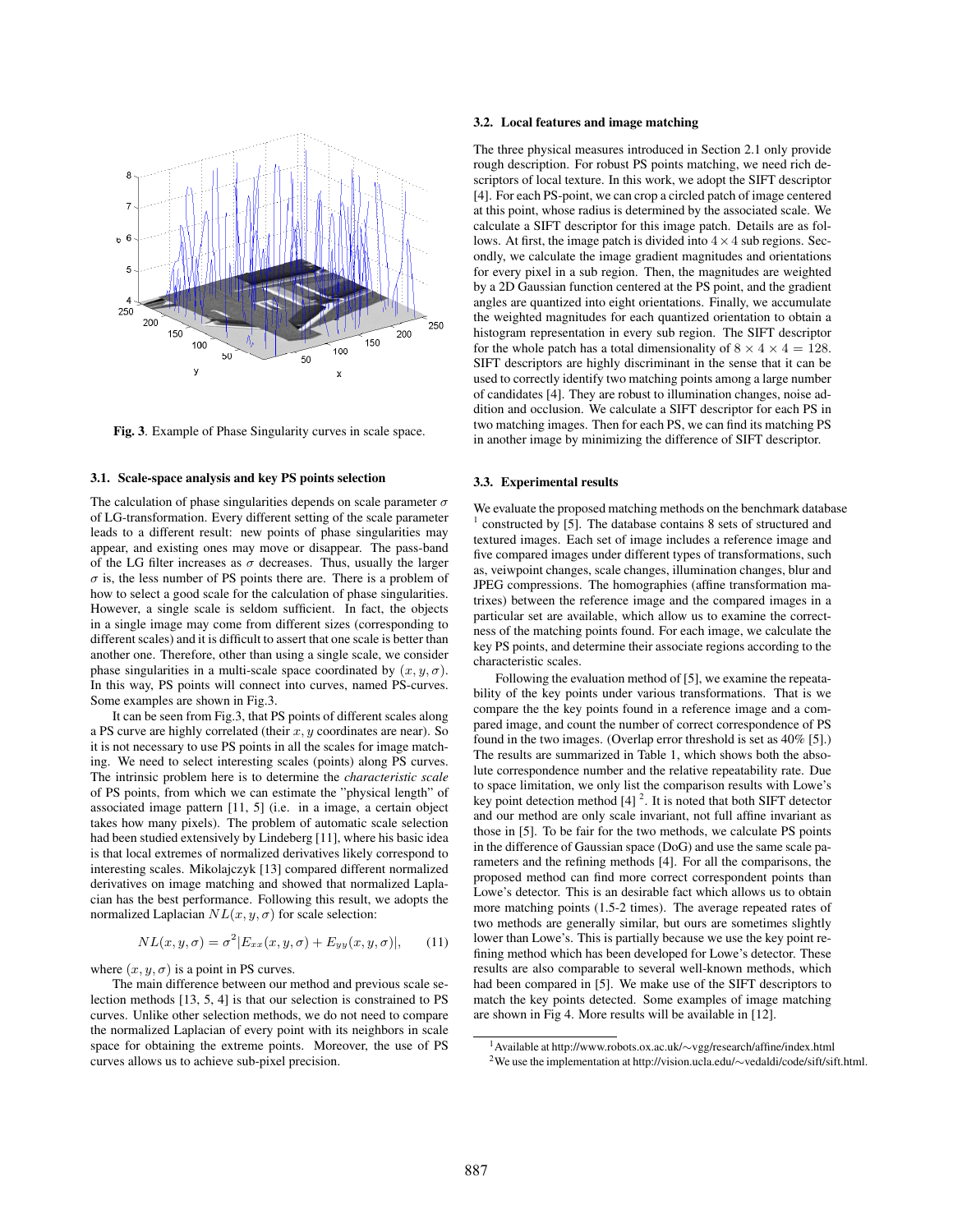Fig. 3. Example of Phase Singularity curves in scale space.

### 3.1. Scale-space analysis and key PS points selection

The calculation of phase singularities depends on scale parameter $\sigma$ of LG-transformation. Every different setting of the scale parameter leads to a different result: new points of phase singularities may appear, and existing ones may move or disappear. The pass-band of the LG filter increases as $\sigma$ decreases. Thus, usually the larger $\sigma$ is, the less number of PS points there are. There is a problem of how to select a good scale for the calculation of phase singularities. However, a single scale is seldom sufficient. In fact, the objects in a single image may come from different sizes (corresponding to different scales) and it is difficult to assert that one scale is better than another one. Therefore, other than using a single scale, we consider phase singularities in a multi-scale space coordinated by $(x, y, \sigma)$. In this way, PS points will connect into curves, named PS-curves. Some examples are shown in Fig.3.

It can be seen from Fig.3, that PS points of different scales along a PS curve are highly correlated (their $x, y$ coordinates are near). So it is not necessary to use PS points in all the scales for image matching. We need to select interesting scales (points) along PS curves. The intrinsic problem here is to determine the *characteristic scale* of PS points, from which we can estimate the "physical length" of associated image pattern [11, 5] (i.e. in a image, a certain object takes how many pixels). The problem of automatic scale selection had been studied extensively by Lindeberg [11], where his basic idea is that local extremes of normalized derivatives likely correspond to interesting scales. Mikolajczyk [13] compared different normalized derivatives on image matching and showed that normalized Laplacian has the best performance. Following this result, we adopts the normalized Laplacian $NL(x, y, \sigma)$ for scale selection:

$$NL(x, y, \sigma) = \sigma^2 |E_{xx}(x, y, \sigma) + E_{yy}(x, y, \sigma)|, \qquad (11)$$

where $(x, y, \sigma)$ is a point in PS curves.

The main difference between our method and previous scale selection methods [13, 5, 4] is that our selection is constrained to PS curves. Unlike other selection methods, we do not need to compare the normalized Laplacian of every point with its neighbors in scale space for obtaining the extreme points. Moreover, the use of PS curves allows us to achieve sub-pixel precision.

### 3.2. Local features and image matching

The three physical measures introduced in Section 2.1 only provide rough description. For robust PS points matching, we need rich descriptors of local texture. In this work, we adopt the SIFT descriptor [4]. For each PS-point, we can crop a circled patch of image centered at this point, whose radius is determined by the associated scale. We calculate a SIFT descriptor for this image patch. Details are as follows. At first, the image patch is divided into $4 \times 4$ sub regions. Secondly, we calculate the image gradient magnitudes and orientations for every pixel in a sub region. Then, the magnitudes are weighted by a 2D Gaussian function centered at the PS point, and the gradient angles are quantized into eight orientations. Finally, we accumulate the weighted magnitudes for each quantized orientation to obtain a histogram representation in every sub region. The SIFT descriptor for the whole patch has a total dimensionality of $8 \times 4 \times 4 = 128$. SIFT descriptors are highly discriminant in the sense that it can be used to correctly identify two matching points among a large number of candidates [4]. They are robust to illumination changes, noise addition and occlusion. We calculate a SIFT descriptor for each PS in two matching images. Then for each PS, we can find its matching PS in another image by minimizing the difference of SIFT descriptor.

### 3.3. Experimental results

We evaluate the proposed matching methods on the benchmark database [1] constructed by [5]. The database contains 8 sets of structured and textured images. Each set of image includes a reference image and five compared images under different types of transformations, such as, veiwpoint changes, scale changes, illumination changes, blur and JPEG compressions. The homographies (affine transformation matrixes) between the reference image and the compared images in a particular set are available, which allow us to examine the correctness of the matching points found. For each image, we calculate the key PS points, and determine their associate regions according to the characteristic scales.

Following the evaluation method of [5], we examine the repeatability of the key points under various transformations. That is we compare the the key points found in a reference image and a compared image, and count the number of correct correspondence of PS found in the two images. (Overlap error threshold is set as 40% [5].) The results are summarized in Table 1, which shows both the absolute correspondence number and the relative repeatability rate. Due to space limitation, we only list the comparison results with Lowe's key point detection method [4] [2]. It is noted that both SIFT detector and our method are only scale invariant, not full affine invariant as those in [5]. To be fair for the two methods, we calculate PS points in the difference of Gaussian space (DoG) and use the same scale parameters and the refining methods [4]. For all the comparisons, the proposed method can find more correct correspondent points than Lowe's detector. This is an desirable fact which allows us to obtain more matching points (1.5-2 times). The average repeated rates of two methods are generally similar, but ours are sometimes slightly lower than Lowe's. This is partially because we use the key point refining method which has been developed for Lowe's detector. These results are also comparable to several well-known methods, which had been compared in [5]. We make use of the SIFT descriptors to match the key points detected. Some examples of image matching are shown in Fig 4. More results will be available in [12].

[1] Available at http://www.robots.ox.ac.uk/∼vgg/research/affine/index.html

[2] We use the implementation at http://vision.ucla.edu/∼vedaldi/code/sift/sift.html.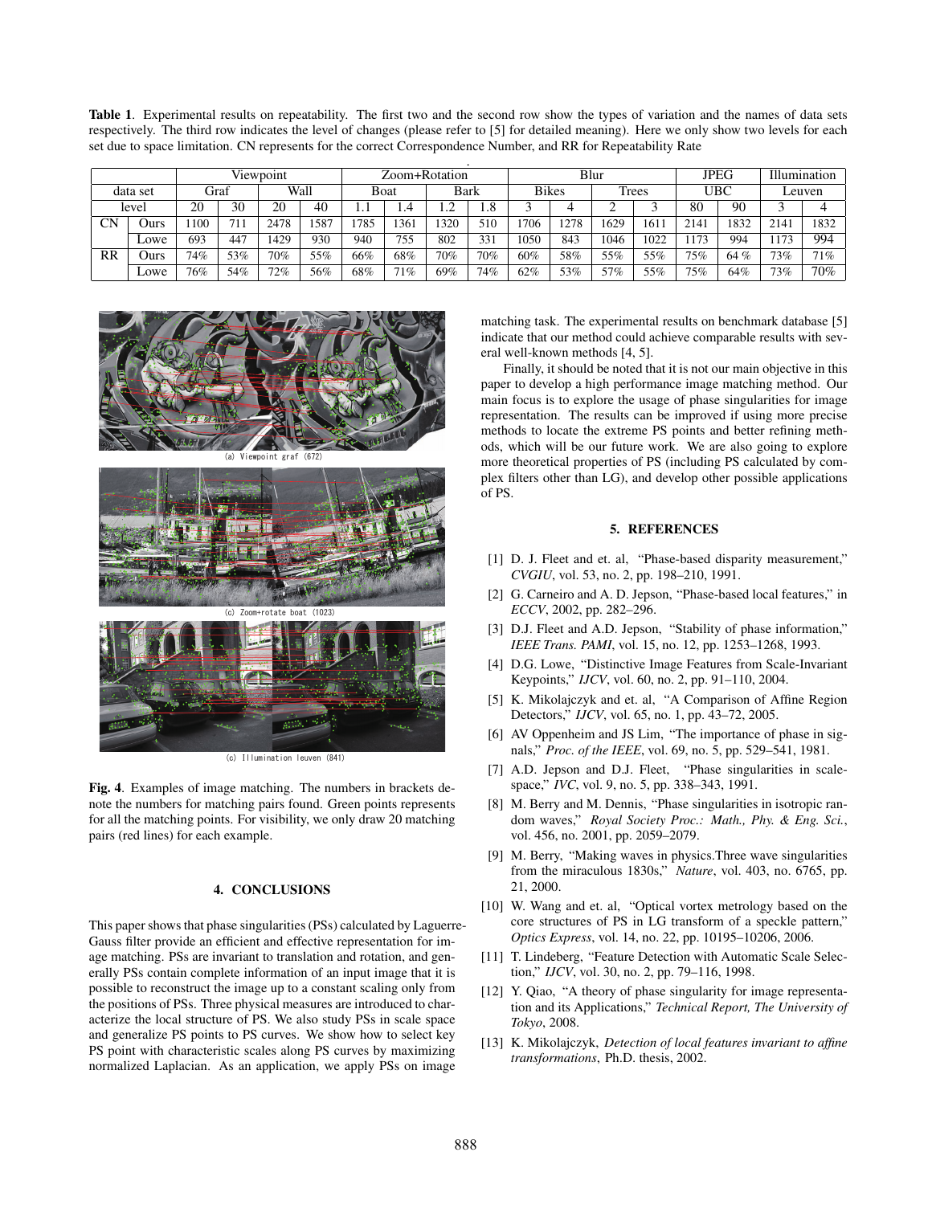**Table 1**. Experimental results on repeatability. The first two and the second row show the types of variation and the names of data sets respectively. The third row indicates the level of changes (please refer to [5] for detailed meaning). Here we only show two levels for each set due to space limitation. CN represents for the correct Correspondence Number, and RR for Repeatability Rate

| | | Viewpoint | | | | Zoom+Rotation | | | | Blur | | | | JPEG | | Illumination | |
|---|---|---|---|---|---|---|---|---|---|---|---|---|---|---|---|---|---|
| data set | | Graf | | Wall | | Boat | | Bark | | Bikes | | Trees | | UBC | | Leuven | |
| level | | 20 | 30 | 20 | 40 | 1.1 | 1.4 | 1.2 | 1.8 | 3 | 4 | 2 | 3 | 80 | 90 | 3 | 4 |
| CN | Ours | 1100 | 711 | 2478 | 1587 | 1785 | 1361 | 1320 | 510 | 1706 | 1278 | 1629 | 1611 | 2141 | 1832 | 2141 | 1832 |
| | Lowe | 693 | 447 | 1429 | 930 | 940 | 755 | 802 | 331 | 1050 | 843 | 1046 | 1022 | 1173 | 994 | 1173 | 994 |
| RR | Ours | 74% | 53% | 70% | 55% | 66% | 68% | 70% | 70% | 60% | 58% | 55% | 55% | 75% | 64 % | 73% | 71% |
| | Lowe | 76% | 54% | 72% | 56% | 68% | 71% | 69% | 74% | 62% | 53% | 57% | 55% | 75% | 64% | 73% | 70% |

(a) Viewpoint graf (672)

(c) Zoom+rotate boat (1023)

(c) Illumination leuven (841)

**Fig. 4**. Examples of image matching. The numbers in brackets denote the numbers for matching pairs found. Green points represents for all the matching points. For visibility, we only draw 20 matching pairs (red lines) for each example.

## 4. CONCLUSIONS

This paper shows that phase singularities (PSs) calculated by Laguerre-Gauss filter provide an efficient and effective representation for image matching. PSs are invariant to translation and rotation, and generally PSs contain complete information of an input image that it is possible to reconstruct the image up to a constant scaling only from the positions of PSs. Three physical measures are introduced to characterize the local structure of PS. We also study PSs in scale space and generalize PS points to PS curves. We show how to select key PS point with characteristic scales along PS curves by maximizing normalized Laplacian. As an application, we apply PSs on image matching task. The experimental results on benchmark database [5] indicate that our method could achieve comparable results with several well-known methods [4, 5].

Finally, it should be noted that it is not our main objective in this paper to develop a high performance image matching method. Our main focus is to explore the usage of phase singularities for image representation. The results can be improved if using more precise methods to locate the extreme PS points and better refining methods, which will be our future work. We are also going to explore more theoretical properties of PS (including PS calculated by complex filters other than LG), and develop other possible applications of PS.

## 5. REFERENCES

[1] D. J. Fleet and et. al, "Phase-based disparity measurement," *CVGIU*, vol. 53, no. 2, pp. 198–210, 1991.

[2] G. Carneiro and A. D. Jepson, "Phase-based local features," in *ECCV*, 2002, pp. 282–296.

[3] D.J. Fleet and A.D. Jepson, "Stability of phase information," *IEEE Trans. PAMI*, vol. 15, no. 12, pp. 1253–1268, 1993.

[4] D.G. Lowe, "Distinctive Image Features from Scale-Invariant Keypoints," *IJCV*, vol. 60, no. 2, pp. 91–110, 2004.

[5] K. Mikolajczyk and et. al, "A Comparison of Affine Region Detectors," *IJCV*, vol. 65, no. 1, pp. 43–72, 2005.

[6] AV Oppenheim and JS Lim, "The importance of phase in signals," *Proc. of the IEEE*, vol. 69, no. 5, pp. 529–541, 1981.

[7] A.D. Jepson and D.J. Fleet, "Phase singularities in scale-space," *IVC*, vol. 9, no. 5, pp. 338–343, 1991.

[8] M. Berry and M. Dennis, "Phase singularities in isotropic random waves," *Royal Society Proc.: Math., Phy. & Eng. Sci.*, vol. 456, no. 2001, pp. 2059–2079.

[9] M. Berry, "Making waves in physics.Three wave singularities from the miraculous 1830s," *Nature*, vol. 403, no. 6765, pp. 21, 2000.

[10] W. Wang and et. al, "Optical vortex metrology based on the core structures of PS in LG transform of a speckle pattern," *Optics Express*, vol. 14, no. 22, pp. 10195–10206, 2006.

[11] T. Lindeberg, "Feature Detection with Automatic Scale Selection," *IJCV*, vol. 30, no. 2, pp. 79–116, 1998.

[12] Y. Qiao, "A theory of phase singularity for image representation and its Applications," *Technical Report, The University of Tokyo*, 2008.

[13] K. Mikolajczyk, *Detection of local features invariant to affine transformations*, Ph.D. thesis, 2002.